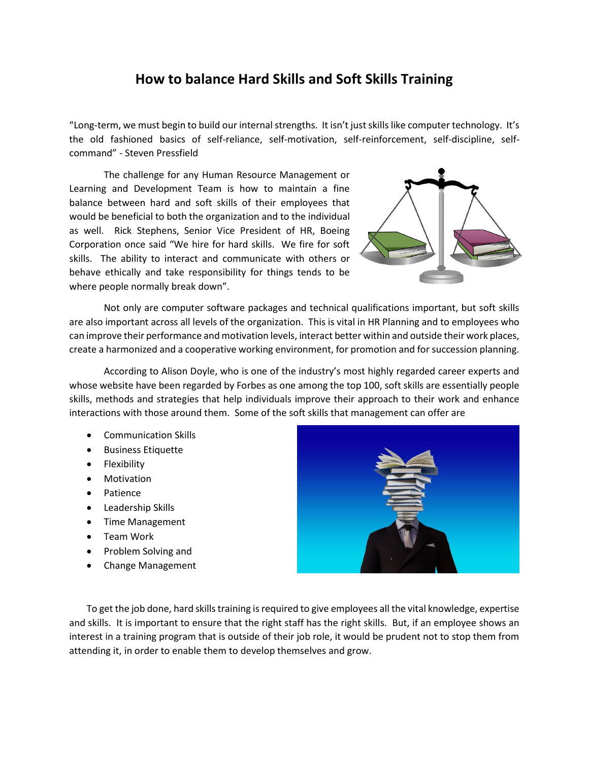# How to balance Hard Skills and Soft Skills Training

"Long-term, we must begin to build our internal strengths. It isn't just skills like computer technology. It's the old fashioned basics of self-reliance, self-motivation, self-reinforcement, self-discipline, self-command" - Steven Pressfield

The challenge for any Human Resource Management or Learning and Development Team is how to maintain a fine balance between hard and soft skills of their employees that would be beneficial to both the organization and to the individual as well. Rick Stephens, Senior Vice President of HR, Boeing Corporation once said "We hire for hard skills. We fire for soft skills. The ability to interact and communicate with others or behave ethically and take responsibility for things tends to be where people normally break down".

Not only are computer software packages and technical qualifications important, but soft skills are also important across all levels of the organization. This is vital in HR Planning and to employees who can improve their performance and motivation levels, interact better within and outside their work places, create a harmonized and a cooperative working environment, for promotion and for succession planning.

According to Alison Doyle, who is one of the industry's most highly regarded career experts and whose website have been regarded by Forbes as one among the top 100, soft skills are essentially people skills, methods and strategies that help individuals improve their approach to their work and enhance interactions with those around them. Some of the soft skills that management can offer are

- Communication Skills
- Business Etiquette
- Flexibility
- Motivation
- Patience
- Leadership Skills
- Time Management
- Team Work
- Problem Solving and
- Change Management

To get the job done, hard skills training is required to give employees all the vital knowledge, expertise and skills. It is important to ensure that the right staff has the right skills. But, if an employee shows an interest in a training program that is outside of their job role, it would be prudent not to stop them from attending it, in order to enable them to develop themselves and grow.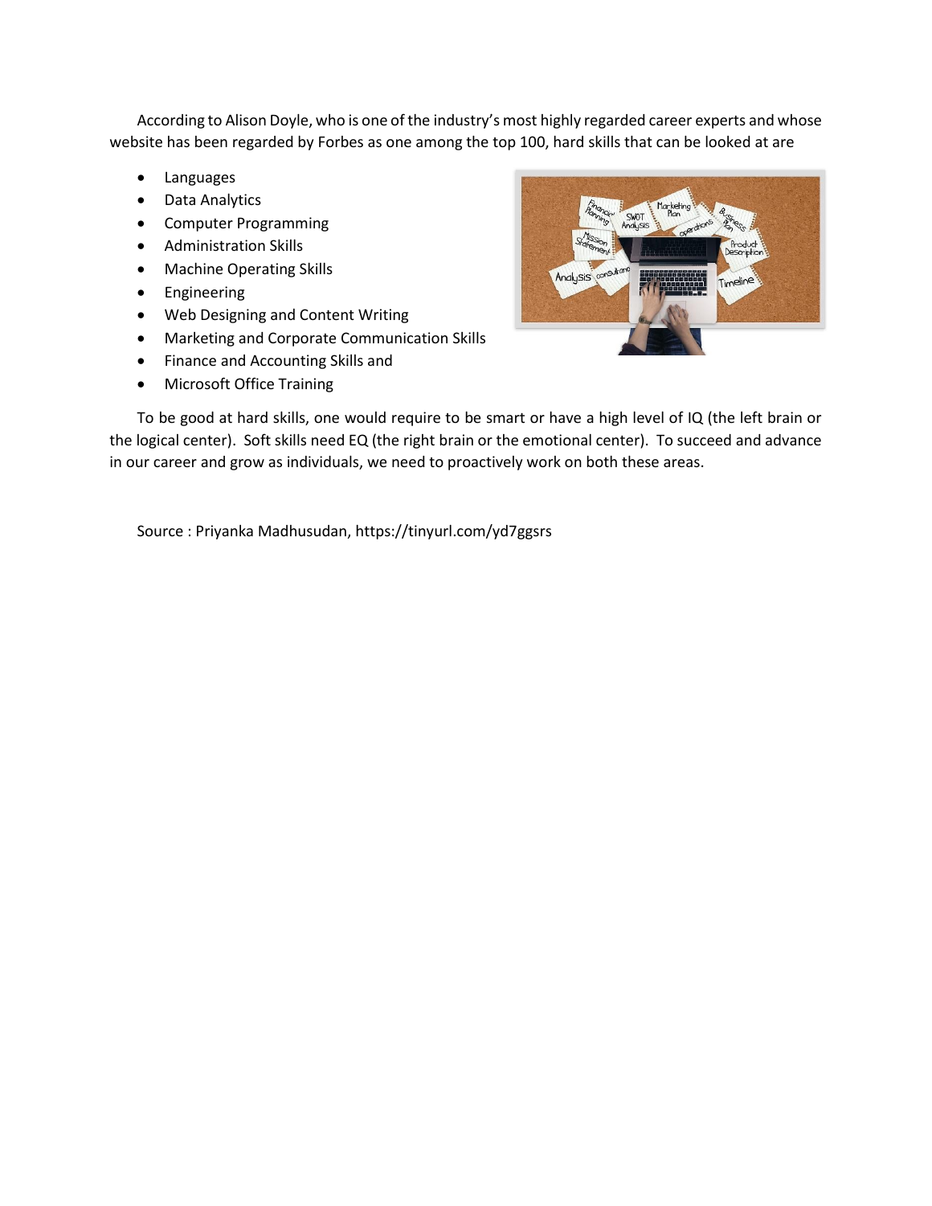According to Alison Doyle, who is one of the industry's most highly regarded career experts and whose website has been regarded by Forbes as one among the top 100, hard skills that can be looked at are

- Languages
- Data Analytics
- Computer Programming
- Administration Skills
- Machine Operating Skills
- Engineering
- Web Designing and Content Writing
- Marketing and Corporate Communication Skills
- Finance and Accounting Skills and
- Microsoft Office Training

To be good at hard skills, one would require to be smart or have a high level of IQ (the left brain or the logical center). Soft skills need EQ (the right brain or the emotional center). To succeed and advance in our career and grow as individuals, we need to proactively work on both these areas.

Source : Priyanka Madhusudan, https://tinyurl.com/yd7ggsrs